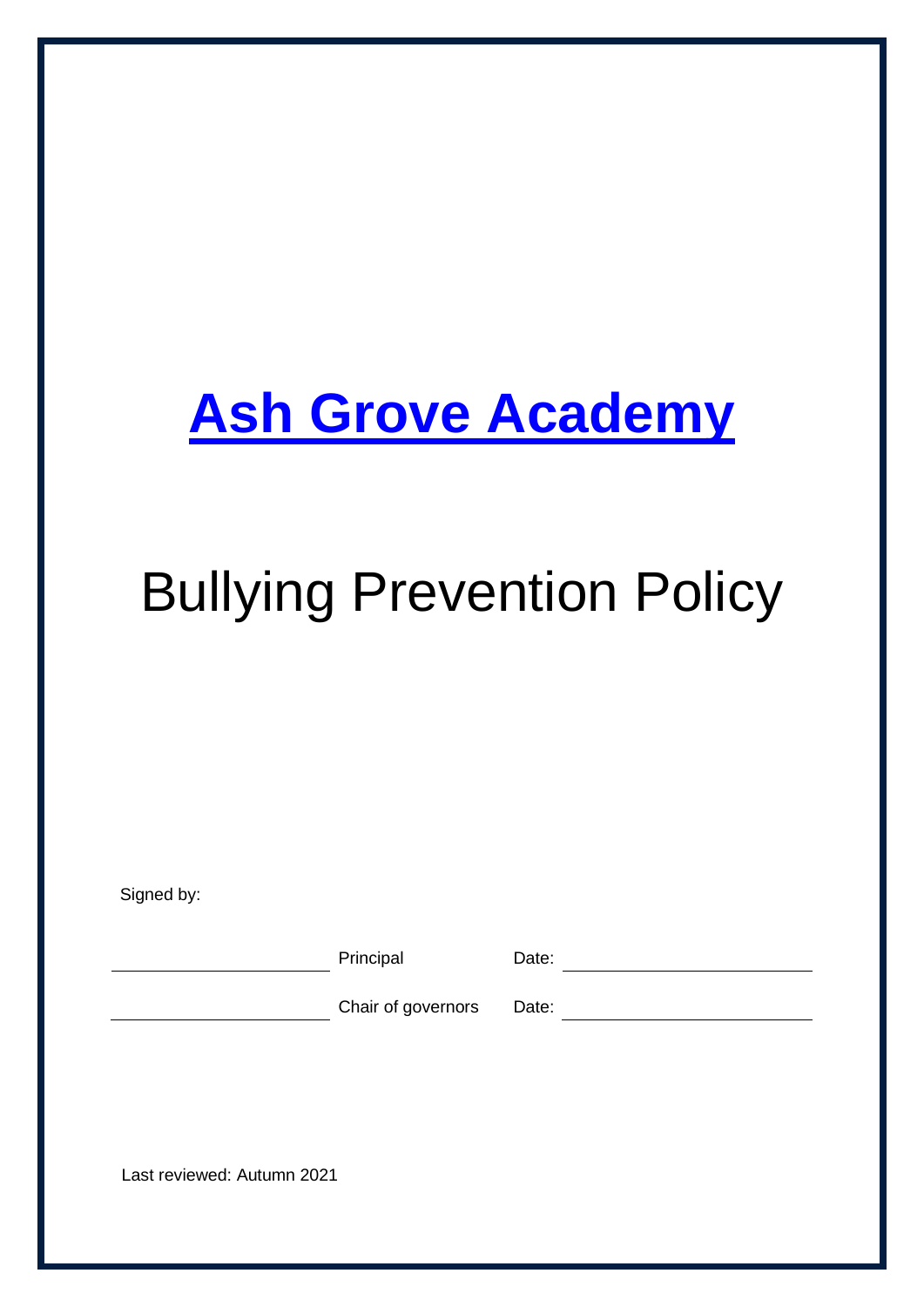# Ash Grove Academy

# Bullying Prevention Policy

Signed by:

| | | | |
|---|---|---|---|
| ______________________ | Principal | Date: | ______________________ |
| ______________________ | Chair of governors | Date: | ______________________ |

Last reviewed: Autumn 2021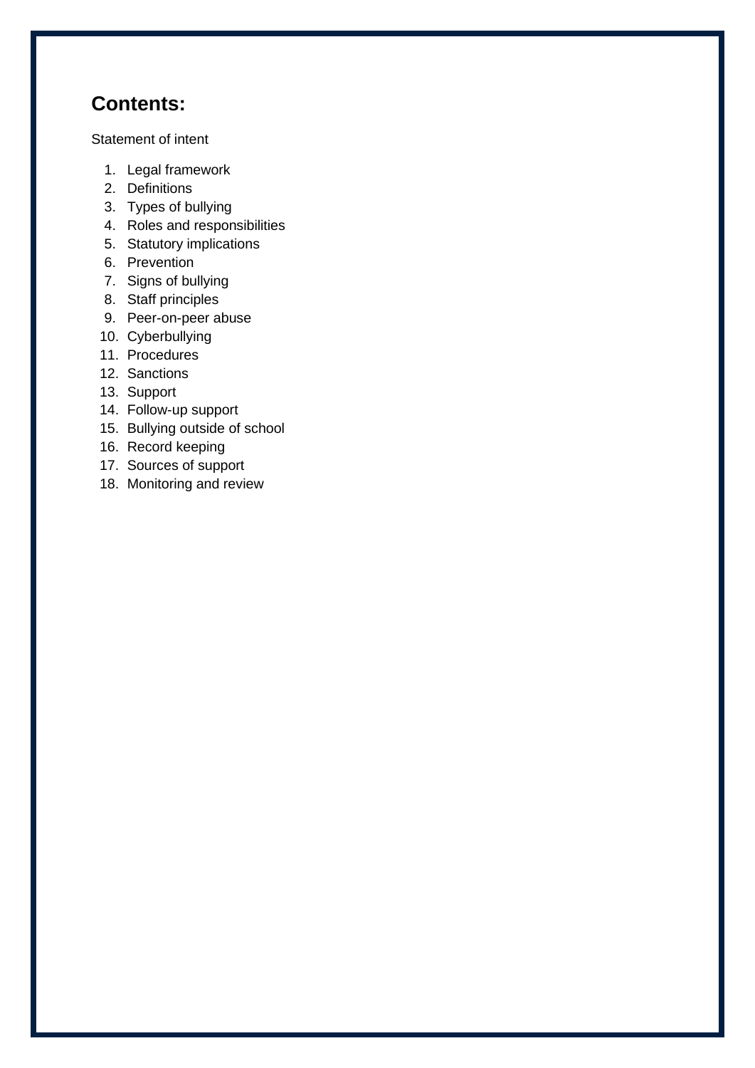## Contents:

Statement of intent

1. Legal framework
2. Definitions
3. Types of bullying
4. Roles and responsibilities
5. Statutory implications
6. Prevention
7. Signs of bullying
8. Staff principles
9. Peer-on-peer abuse
10. Cyberbullying
11. Procedures
12. Sanctions
13. Support
14. Follow-up support
15. Bullying outside of school
16. Record keeping
17. Sources of support
18. Monitoring and review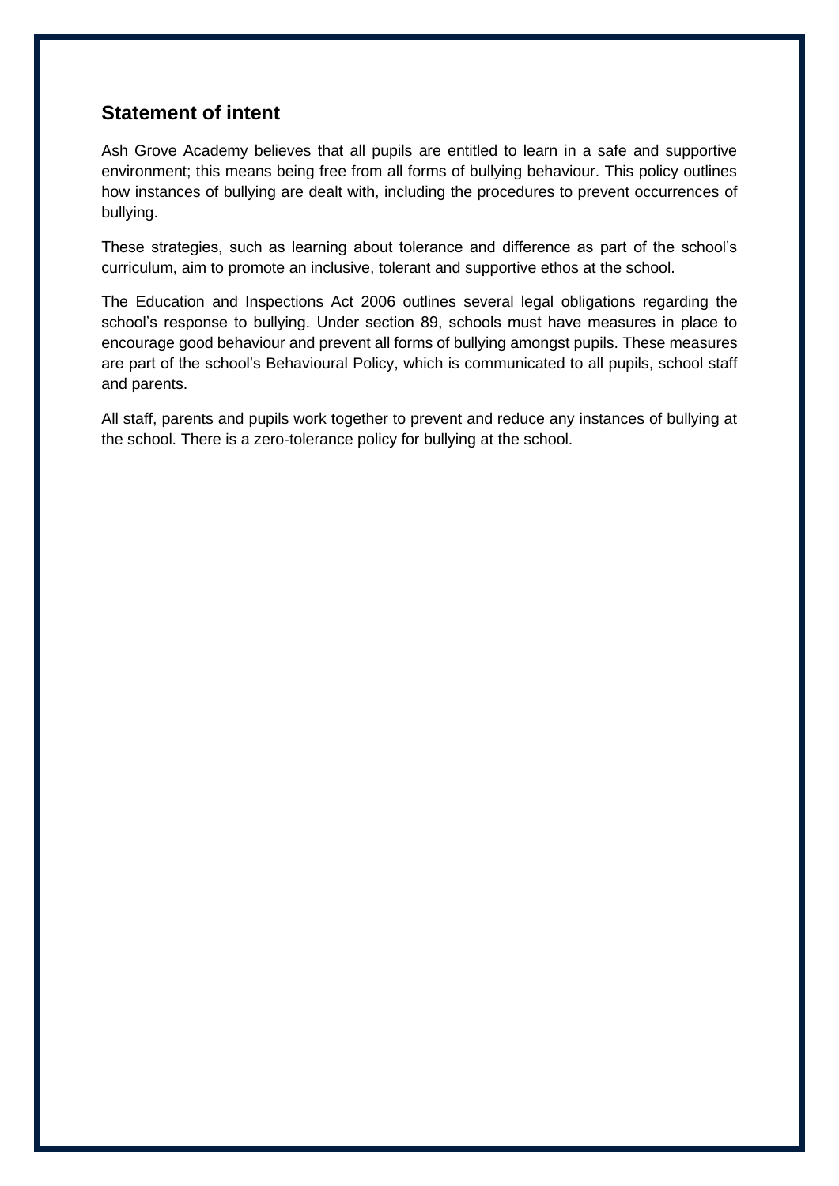## Statement of intent

Ash Grove Academy believes that all pupils are entitled to learn in a safe and supportive environment; this means being free from all forms of bullying behaviour. This policy outlines how instances of bullying are dealt with, including the procedures to prevent occurrences of bullying.

These strategies, such as learning about tolerance and difference as part of the school's curriculum, aim to promote an inclusive, tolerant and supportive ethos at the school.

The Education and Inspections Act 2006 outlines several legal obligations regarding the school's response to bullying. Under section 89, schools must have measures in place to encourage good behaviour and prevent all forms of bullying amongst pupils. These measures are part of the school's Behavioural Policy, which is communicated to all pupils, school staff and parents.

All staff, parents and pupils work together to prevent and reduce any instances of bullying at the school. There is a zero-tolerance policy for bullying at the school.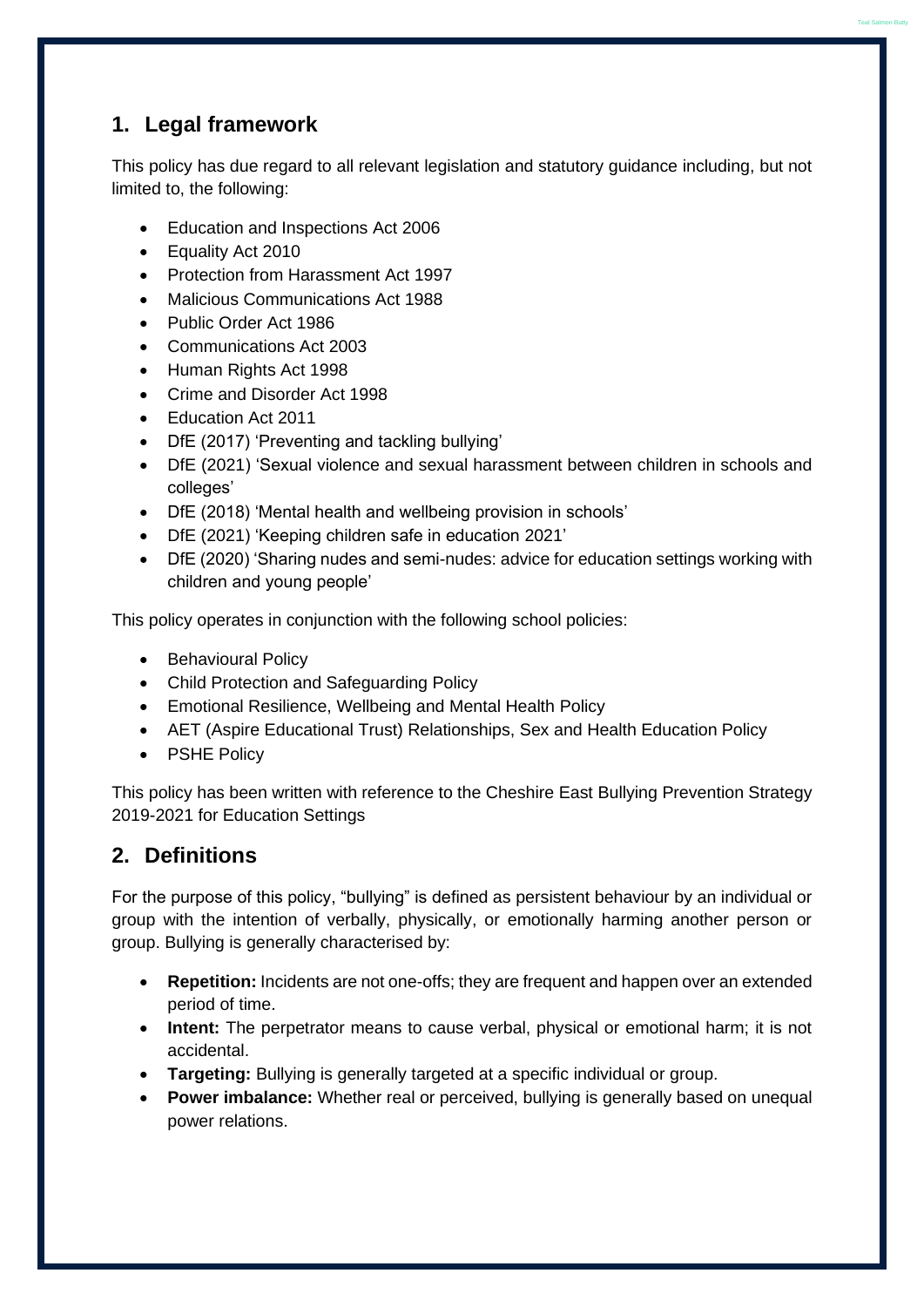## 1. Legal framework

This policy has due regard to all relevant legislation and statutory guidance including, but not limited to, the following:

- Education and Inspections Act 2006
- Equality Act 2010
- Protection from Harassment Act 1997
- Malicious Communications Act 1988
- Public Order Act 1986
- Communications Act 2003
- Human Rights Act 1998
- Crime and Disorder Act 1998
- Education Act 2011
- DfE (2017) 'Preventing and tackling bullying'
- DfE (2021) 'Sexual violence and sexual harassment between children in schools and colleges'
- DfE (2018) 'Mental health and wellbeing provision in schools'
- DfE (2021) 'Keeping children safe in education 2021'
- DfE (2020) 'Sharing nudes and semi-nudes: advice for education settings working with children and young people'

This policy operates in conjunction with the following school policies:

- Behavioural Policy
- Child Protection and Safeguarding Policy
- Emotional Resilience, Wellbeing and Mental Health Policy
- AET (Aspire Educational Trust) Relationships, Sex and Health Education Policy
- PSHE Policy

This policy has been written with reference to the Cheshire East Bullying Prevention Strategy 2019-2021 for Education Settings

## 2. Definitions

For the purpose of this policy, "bullying" is defined as persistent behaviour by an individual or group with the intention of verbally, physically, or emotionally harming another person or group. Bullying is generally characterised by:

- **Repetition:** Incidents are not one-offs; they are frequent and happen over an extended period of time.
- **Intent:** The perpetrator means to cause verbal, physical or emotional harm; it is not accidental.
- **Targeting:** Bullying is generally targeted at a specific individual or group.
- **Power imbalance:** Whether real or perceived, bullying is generally based on unequal power relations.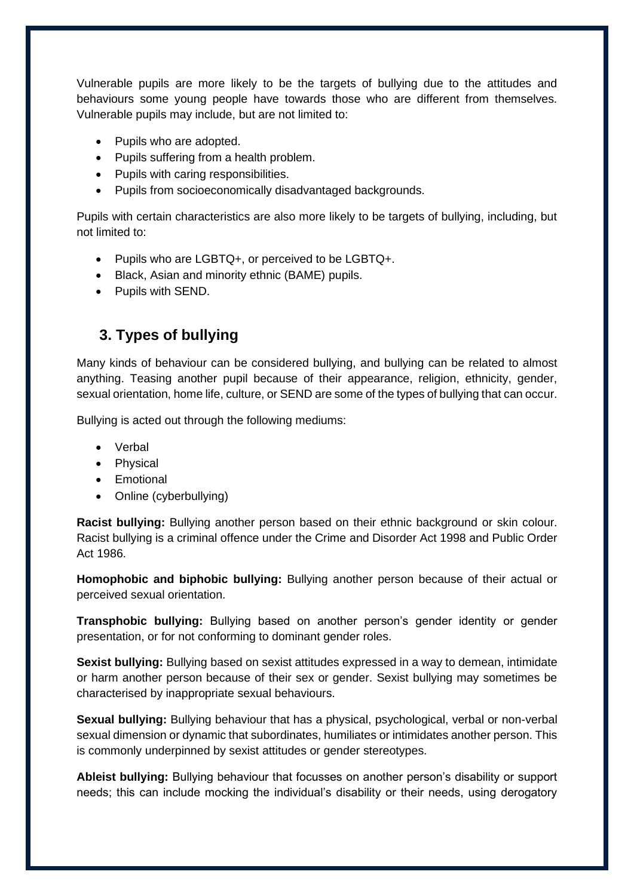Vulnerable pupils are more likely to be the targets of bullying due to the attitudes and behaviours some young people have towards those who are different from themselves. Vulnerable pupils may include, but are not limited to:

- Pupils who are adopted.
- Pupils suffering from a health problem.
- Pupils with caring responsibilities.
- Pupils from socioeconomically disadvantaged backgrounds.

Pupils with certain characteristics are also more likely to be targets of bullying, including, but not limited to:

- Pupils who are LGBTQ+, or perceived to be LGBTQ+.
- Black, Asian and minority ethnic (BAME) pupils.
- Pupils with SEND.

## 3. Types of bullying

Many kinds of behaviour can be considered bullying, and bullying can be related to almost anything. Teasing another pupil because of their appearance, religion, ethnicity, gender, sexual orientation, home life, culture, or SEND are some of the types of bullying that can occur.

Bullying is acted out through the following mediums:

- Verbal
- Physical
- Emotional
- Online (cyberbullying)

**Racist bullying:** Bullying another person based on their ethnic background or skin colour. Racist bullying is a criminal offence under the Crime and Disorder Act 1998 and Public Order Act 1986.

**Homophobic and biphobic bullying:** Bullying another person because of their actual or perceived sexual orientation.

**Transphobic bullying:** Bullying based on another person's gender identity or gender presentation, or for not conforming to dominant gender roles.

**Sexist bullying:** Bullying based on sexist attitudes expressed in a way to demean, intimidate or harm another person because of their sex or gender. Sexist bullying may sometimes be characterised by inappropriate sexual behaviours.

**Sexual bullying:** Bullying behaviour that has a physical, psychological, verbal or non-verbal sexual dimension or dynamic that subordinates, humiliates or intimidates another person. This is commonly underpinned by sexist attitudes or gender stereotypes.

**Ableist bullying:** Bullying behaviour that focusses on another person's disability or support needs; this can include mocking the individual's disability or their needs, using derogatory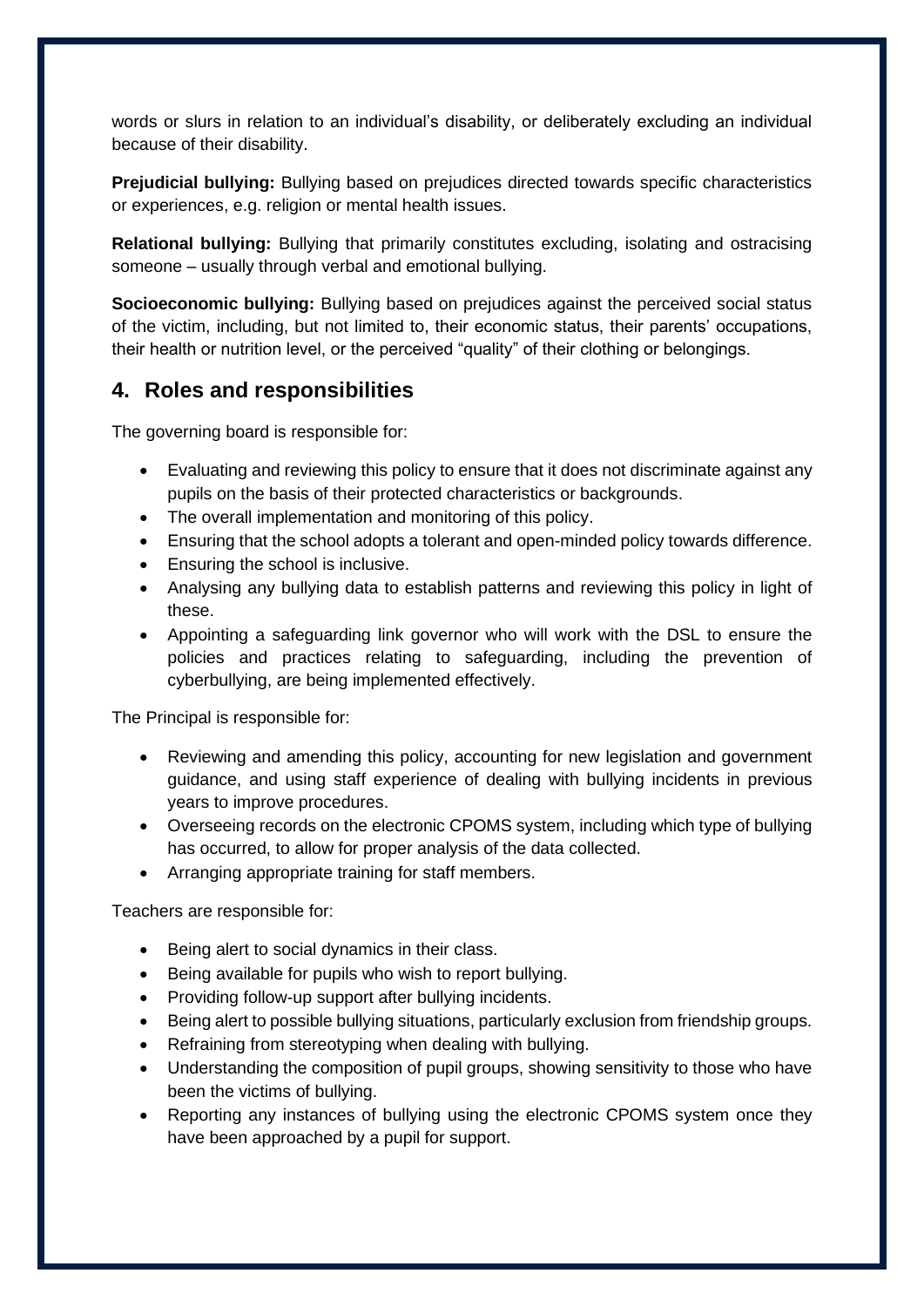words or slurs in relation to an individual's disability, or deliberately excluding an individual because of their disability.

**Prejudicial bullying:** Bullying based on prejudices directed towards specific characteristics or experiences, e.g. religion or mental health issues.

**Relational bullying:** Bullying that primarily constitutes excluding, isolating and ostracising someone – usually through verbal and emotional bullying.

**Socioeconomic bullying:** Bullying based on prejudices against the perceived social status of the victim, including, but not limited to, their economic status, their parents' occupations, their health or nutrition level, or the perceived "quality" of their clothing or belongings.

## 4. Roles and responsibilities

The governing board is responsible for:

- Evaluating and reviewing this policy to ensure that it does not discriminate against any pupils on the basis of their protected characteristics or backgrounds.
- The overall implementation and monitoring of this policy.
- Ensuring that the school adopts a tolerant and open-minded policy towards difference.
- Ensuring the school is inclusive.
- Analysing any bullying data to establish patterns and reviewing this policy in light of these.
- Appointing a safeguarding link governor who will work with the DSL to ensure the policies and practices relating to safeguarding, including the prevention of cyberbullying, are being implemented effectively.

The Principal is responsible for:

- Reviewing and amending this policy, accounting for new legislation and government guidance, and using staff experience of dealing with bullying incidents in previous years to improve procedures.
- Overseeing records on the electronic CPOMS system, including which type of bullying has occurred, to allow for proper analysis of the data collected.
- Arranging appropriate training for staff members.

Teachers are responsible for:

- Being alert to social dynamics in their class.
- Being available for pupils who wish to report bullying.
- Providing follow-up support after bullying incidents.
- Being alert to possible bullying situations, particularly exclusion from friendship groups.
- Refraining from stereotyping when dealing with bullying.
- Understanding the composition of pupil groups, showing sensitivity to those who have been the victims of bullying.
- Reporting any instances of bullying using the electronic CPOMS system once they have been approached by a pupil for support.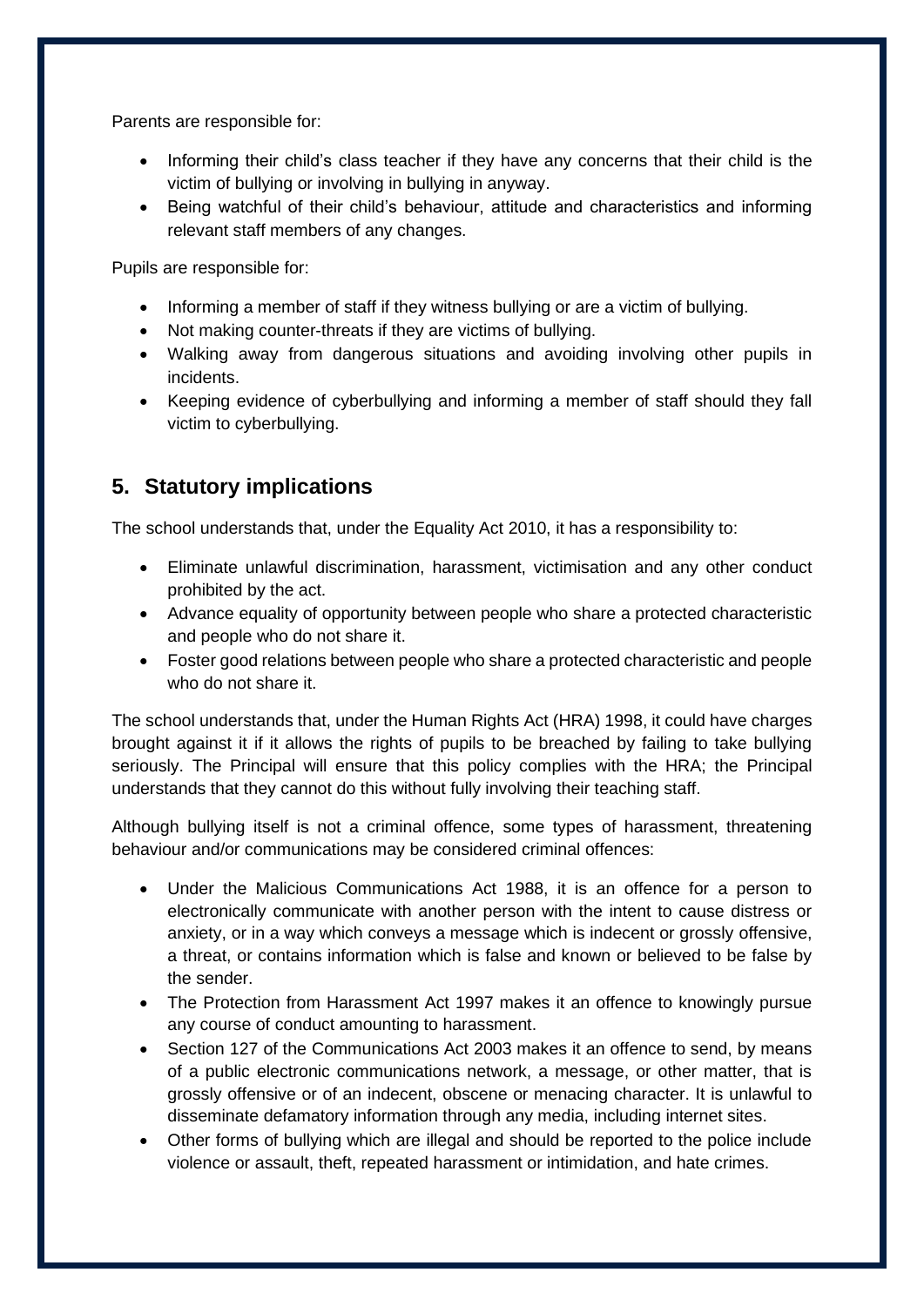Parents are responsible for:

- Informing their child's class teacher if they have any concerns that their child is the victim of bullying or involving in bullying in anyway.
- Being watchful of their child's behaviour, attitude and characteristics and informing relevant staff members of any changes.

Pupils are responsible for:

- Informing a member of staff if they witness bullying or are a victim of bullying.
- Not making counter-threats if they are victims of bullying.
- Walking away from dangerous situations and avoiding involving other pupils in incidents.
- Keeping evidence of cyberbullying and informing a member of staff should they fall victim to cyberbullying.

## 5. Statutory implications

The school understands that, under the Equality Act 2010, it has a responsibility to:

- Eliminate unlawful discrimination, harassment, victimisation and any other conduct prohibited by the act.
- Advance equality of opportunity between people who share a protected characteristic and people who do not share it.
- Foster good relations between people who share a protected characteristic and people who do not share it.

The school understands that, under the Human Rights Act (HRA) 1998, it could have charges brought against it if it allows the rights of pupils to be breached by failing to take bullying seriously. The Principal will ensure that this policy complies with the HRA; the Principal understands that they cannot do this without fully involving their teaching staff.

Although bullying itself is not a criminal offence, some types of harassment, threatening behaviour and/or communications may be considered criminal offences:

- Under the Malicious Communications Act 1988, it is an offence for a person to electronically communicate with another person with the intent to cause distress or anxiety, or in a way which conveys a message which is indecent or grossly offensive, a threat, or contains information which is false and known or believed to be false by the sender.
- The Protection from Harassment Act 1997 makes it an offence to knowingly pursue any course of conduct amounting to harassment.
- Section 127 of the Communications Act 2003 makes it an offence to send, by means of a public electronic communications network, a message, or other matter, that is grossly offensive or of an indecent, obscene or menacing character. It is unlawful to disseminate defamatory information through any media, including internet sites.
- Other forms of bullying which are illegal and should be reported to the police include violence or assault, theft, repeated harassment or intimidation, and hate crimes.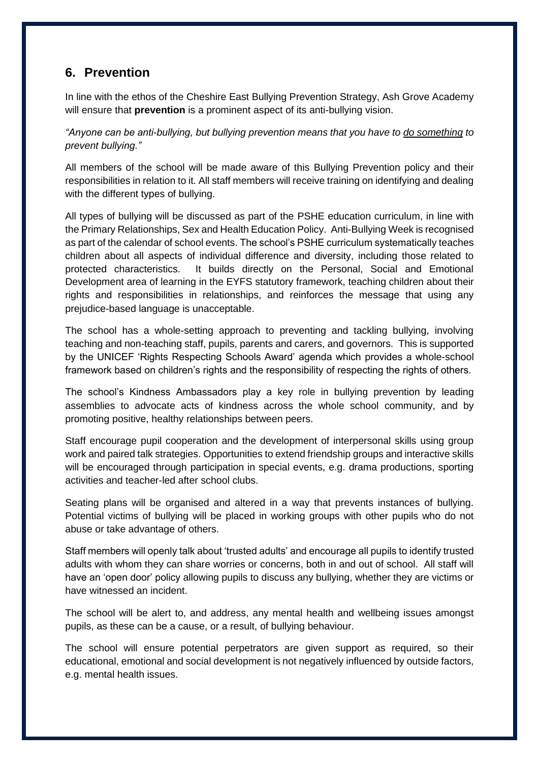## 6. Prevention

In line with the ethos of the Cheshire East Bullying Prevention Strategy, Ash Grove Academy will ensure that **prevention** is a prominent aspect of its anti-bullying vision.

*"Anyone can be anti-bullying, but bullying prevention means that you have to <u>do something</u> to prevent bullying."*

All members of the school will be made aware of this Bullying Prevention policy and their responsibilities in relation to it. All staff members will receive training on identifying and dealing with the different types of bullying.

All types of bullying will be discussed as part of the PSHE education curriculum, in line with the Primary Relationships, Sex and Health Education Policy. Anti-Bullying Week is recognised as part of the calendar of school events. The school's PSHE curriculum systematically teaches children about all aspects of individual difference and diversity, including those related to protected characteristics. It builds directly on the Personal, Social and Emotional Development area of learning in the EYFS statutory framework, teaching children about their rights and responsibilities in relationships, and reinforces the message that using any prejudice-based language is unacceptable.

The school has a whole-setting approach to preventing and tackling bullying, involving teaching and non-teaching staff, pupils, parents and carers, and governors. This is supported by the UNICEF 'Rights Respecting Schools Award' agenda which provides a whole-school framework based on children's rights and the responsibility of respecting the rights of others.

The school's Kindness Ambassadors play a key role in bullying prevention by leading assemblies to advocate acts of kindness across the whole school community, and by promoting positive, healthy relationships between peers.

Staff encourage pupil cooperation and the development of interpersonal skills using group work and paired talk strategies. Opportunities to extend friendship groups and interactive skills will be encouraged through participation in special events, e.g. drama productions, sporting activities and teacher-led after school clubs.

Seating plans will be organised and altered in a way that prevents instances of bullying. Potential victims of bullying will be placed in working groups with other pupils who do not abuse or take advantage of others.

Staff members will openly talk about 'trusted adults' and encourage all pupils to identify trusted adults with whom they can share worries or concerns, both in and out of school. All staff will have an 'open door' policy allowing pupils to discuss any bullying, whether they are victims or have witnessed an incident.

The school will be alert to, and address, any mental health and wellbeing issues amongst pupils, as these can be a cause, or a result, of bullying behaviour.

The school will ensure potential perpetrators are given support as required, so their educational, emotional and social development is not negatively influenced by outside factors, e.g. mental health issues.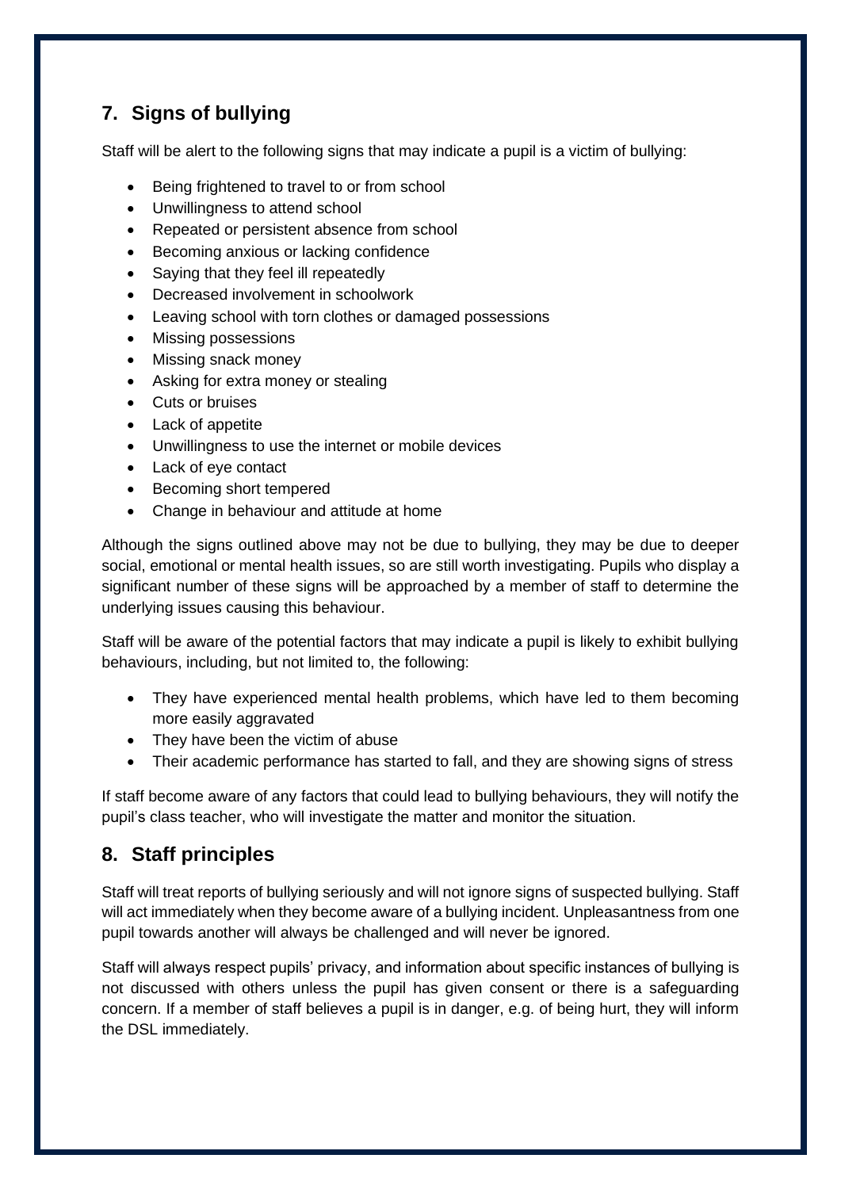## 7. Signs of bullying

Staff will be alert to the following signs that may indicate a pupil is a victim of bullying:

- Being frightened to travel to or from school
- Unwillingness to attend school
- Repeated or persistent absence from school
- Becoming anxious or lacking confidence
- Saying that they feel ill repeatedly
- Decreased involvement in schoolwork
- Leaving school with torn clothes or damaged possessions
- Missing possessions
- Missing snack money
- Asking for extra money or stealing
- Cuts or bruises
- Lack of appetite
- Unwillingness to use the internet or mobile devices
- Lack of eye contact
- Becoming short tempered
- Change in behaviour and attitude at home

Although the signs outlined above may not be due to bullying, they may be due to deeper social, emotional or mental health issues, so are still worth investigating. Pupils who display a significant number of these signs will be approached by a member of staff to determine the underlying issues causing this behaviour.

Staff will be aware of the potential factors that may indicate a pupil is likely to exhibit bullying behaviours, including, but not limited to, the following:

- They have experienced mental health problems, which have led to them becoming more easily aggravated
- They have been the victim of abuse
- Their academic performance has started to fall, and they are showing signs of stress

If staff become aware of any factors that could lead to bullying behaviours, they will notify the pupil's class teacher, who will investigate the matter and monitor the situation.

## 8. Staff principles

Staff will treat reports of bullying seriously and will not ignore signs of suspected bullying. Staff will act immediately when they become aware of a bullying incident. Unpleasantness from one pupil towards another will always be challenged and will never be ignored.

Staff will always respect pupils' privacy, and information about specific instances of bullying is not discussed with others unless the pupil has given consent or there is a safeguarding concern. If a member of staff believes a pupil is in danger, e.g. of being hurt, they will inform the DSL immediately.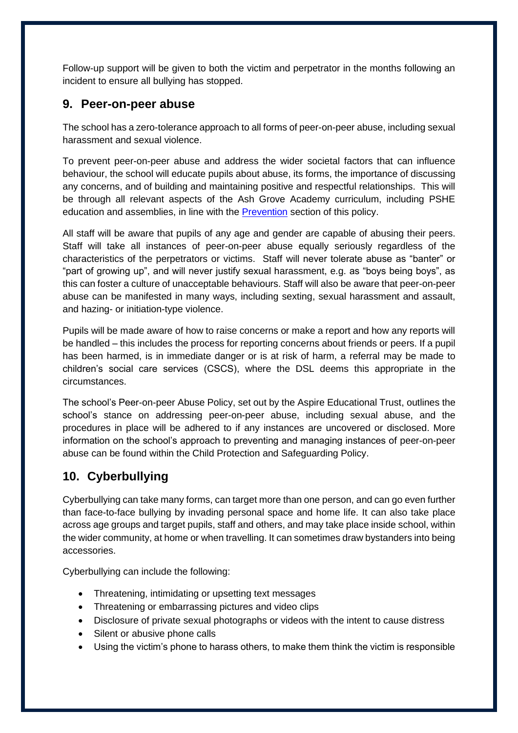Follow-up support will be given to both the victim and perpetrator in the months following an incident to ensure all bullying has stopped.

## 9. Peer-on-peer abuse

The school has a zero-tolerance approach to all forms of peer-on-peer abuse, including sexual harassment and sexual violence.

To prevent peer-on-peer abuse and address the wider societal factors that can influence behaviour, the school will educate pupils about abuse, its forms, the importance of discussing any concerns, and of building and maintaining positive and respectful relationships. This will be through all relevant aspects of the Ash Grove Academy curriculum, including PSHE education and assemblies, in line with the Prevention section of this policy.

All staff will be aware that pupils of any age and gender are capable of abusing their peers. Staff will take all instances of peer-on-peer abuse equally seriously regardless of the characteristics of the perpetrators or victims. Staff will never tolerate abuse as "banter" or "part of growing up", and will never justify sexual harassment, e.g. as "boys being boys", as this can foster a culture of unacceptable behaviours. Staff will also be aware that peer-on-peer abuse can be manifested in many ways, including sexting, sexual harassment and assault, and hazing- or initiation-type violence.

Pupils will be made aware of how to raise concerns or make a report and how any reports will be handled – this includes the process for reporting concerns about friends or peers. If a pupil has been harmed, is in immediate danger or is at risk of harm, a referral may be made to children's social care services (CSCS), where the DSL deems this appropriate in the circumstances.

The school's Peer-on-peer Abuse Policy, set out by the Aspire Educational Trust, outlines the school's stance on addressing peer-on-peer abuse, including sexual abuse, and the procedures in place will be adhered to if any instances are uncovered or disclosed. More information on the school's approach to preventing and managing instances of peer-on-peer abuse can be found within the Child Protection and Safeguarding Policy.

## 10. Cyberbullying

Cyberbullying can take many forms, can target more than one person, and can go even further than face-to-face bullying by invading personal space and home life. It can also take place across age groups and target pupils, staff and others, and may take place inside school, within the wider community, at home or when travelling. It can sometimes draw bystanders into being accessories.

Cyberbullying can include the following:

- Threatening, intimidating or upsetting text messages
- Threatening or embarrassing pictures and video clips
- Disclosure of private sexual photographs or videos with the intent to cause distress
- Silent or abusive phone calls
- Using the victim's phone to harass others, to make them think the victim is responsible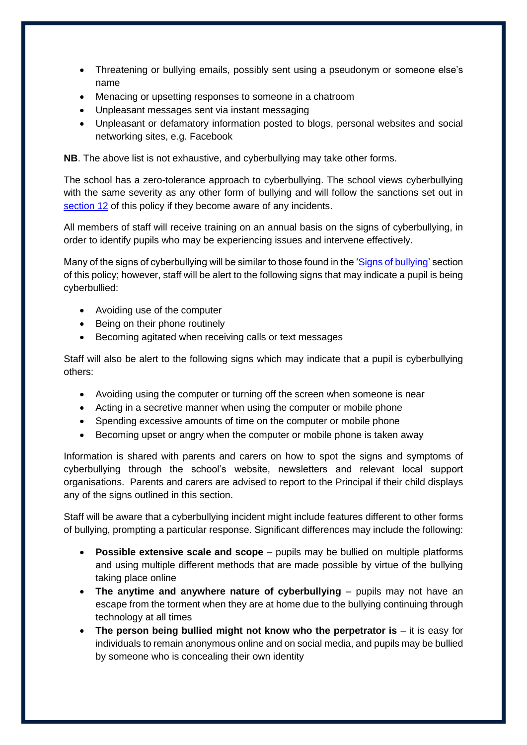- Threatening or bullying emails, possibly sent using a pseudonym or someone else's name
- Menacing or upsetting responses to someone in a chatroom
- Unpleasant messages sent via instant messaging
- Unpleasant or defamatory information posted to blogs, personal websites and social networking sites, e.g. Facebook

**NB**. The above list is not exhaustive, and cyberbullying may take other forms.

The school has a zero-tolerance approach to cyberbullying. The school views cyberbullying with the same severity as any other form of bullying and will follow the sanctions set out in section 12 of this policy if they become aware of any incidents.

All members of staff will receive training on an annual basis on the signs of cyberbullying, in order to identify pupils who may be experiencing issues and intervene effectively.

Many of the signs of cyberbullying will be similar to those found in the 'Signs of bullying' section of this policy; however, staff will be alert to the following signs that may indicate a pupil is being cyberbullied:

- Avoiding use of the computer
- Being on their phone routinely
- Becoming agitated when receiving calls or text messages

Staff will also be alert to the following signs which may indicate that a pupil is cyberbullying others:

- Avoiding using the computer or turning off the screen when someone is near
- Acting in a secretive manner when using the computer or mobile phone
- Spending excessive amounts of time on the computer or mobile phone
- Becoming upset or angry when the computer or mobile phone is taken away

Information is shared with parents and carers on how to spot the signs and symptoms of cyberbullying through the school's website, newsletters and relevant local support organisations. Parents and carers are advised to report to the Principal if their child displays any of the signs outlined in this section.

Staff will be aware that a cyberbullying incident might include features different to other forms of bullying, prompting a particular response. Significant differences may include the following:

- **Possible extensive scale and scope** – pupils may be bullied on multiple platforms and using multiple different methods that are made possible by virtue of the bullying taking place online
- **The anytime and anywhere nature of cyberbullying** – pupils may not have an escape from the torment when they are at home due to the bullying continuing through technology at all times
- **The person being bullied might not know who the perpetrator is** – it is easy for individuals to remain anonymous online and on social media, and pupils may be bullied by someone who is concealing their own identity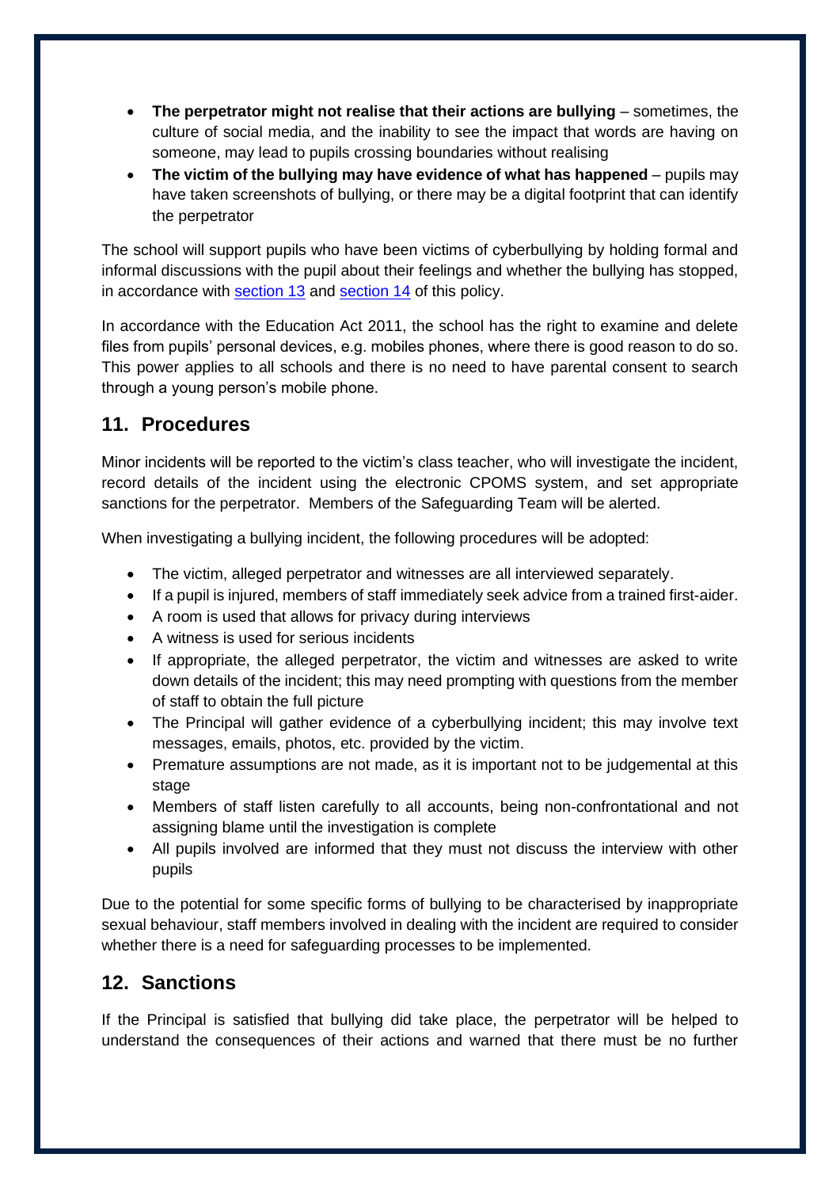- **The perpetrator might not realise that their actions are bullying** – sometimes, the culture of social media, and the inability to see the impact that words are having on someone, may lead to pupils crossing boundaries without realising
- **The victim of the bullying may have evidence of what has happened** – pupils may have taken screenshots of bullying, or there may be a digital footprint that can identify the perpetrator

The school will support pupils who have been victims of cyberbullying by holding formal and informal discussions with the pupil about their feelings and whether the bullying has stopped, in accordance with section 13 and section 14 of this policy.

In accordance with the Education Act 2011, the school has the right to examine and delete files from pupils' personal devices, e.g. mobiles phones, where there is good reason to do so. This power applies to all schools and there is no need to have parental consent to search through a young person's mobile phone.

## 11. Procedures

Minor incidents will be reported to the victim's class teacher, who will investigate the incident, record details of the incident using the electronic CPOMS system, and set appropriate sanctions for the perpetrator. Members of the Safeguarding Team will be alerted.

When investigating a bullying incident, the following procedures will be adopted:

- The victim, alleged perpetrator and witnesses are all interviewed separately.
- If a pupil is injured, members of staff immediately seek advice from a trained first-aider.
- A room is used that allows for privacy during interviews
- A witness is used for serious incidents
- If appropriate, the alleged perpetrator, the victim and witnesses are asked to write down details of the incident; this may need prompting with questions from the member of staff to obtain the full picture
- The Principal will gather evidence of a cyberbullying incident; this may involve text messages, emails, photos, etc. provided by the victim.
- Premature assumptions are not made, as it is important not to be judgemental at this stage
- Members of staff listen carefully to all accounts, being non-confrontational and not assigning blame until the investigation is complete
- All pupils involved are informed that they must not discuss the interview with other pupils

Due to the potential for some specific forms of bullying to be characterised by inappropriate sexual behaviour, staff members involved in dealing with the incident are required to consider whether there is a need for safeguarding processes to be implemented.

## 12. Sanctions

If the Principal is satisfied that bullying did take place, the perpetrator will be helped to understand the consequences of their actions and warned that there must be no further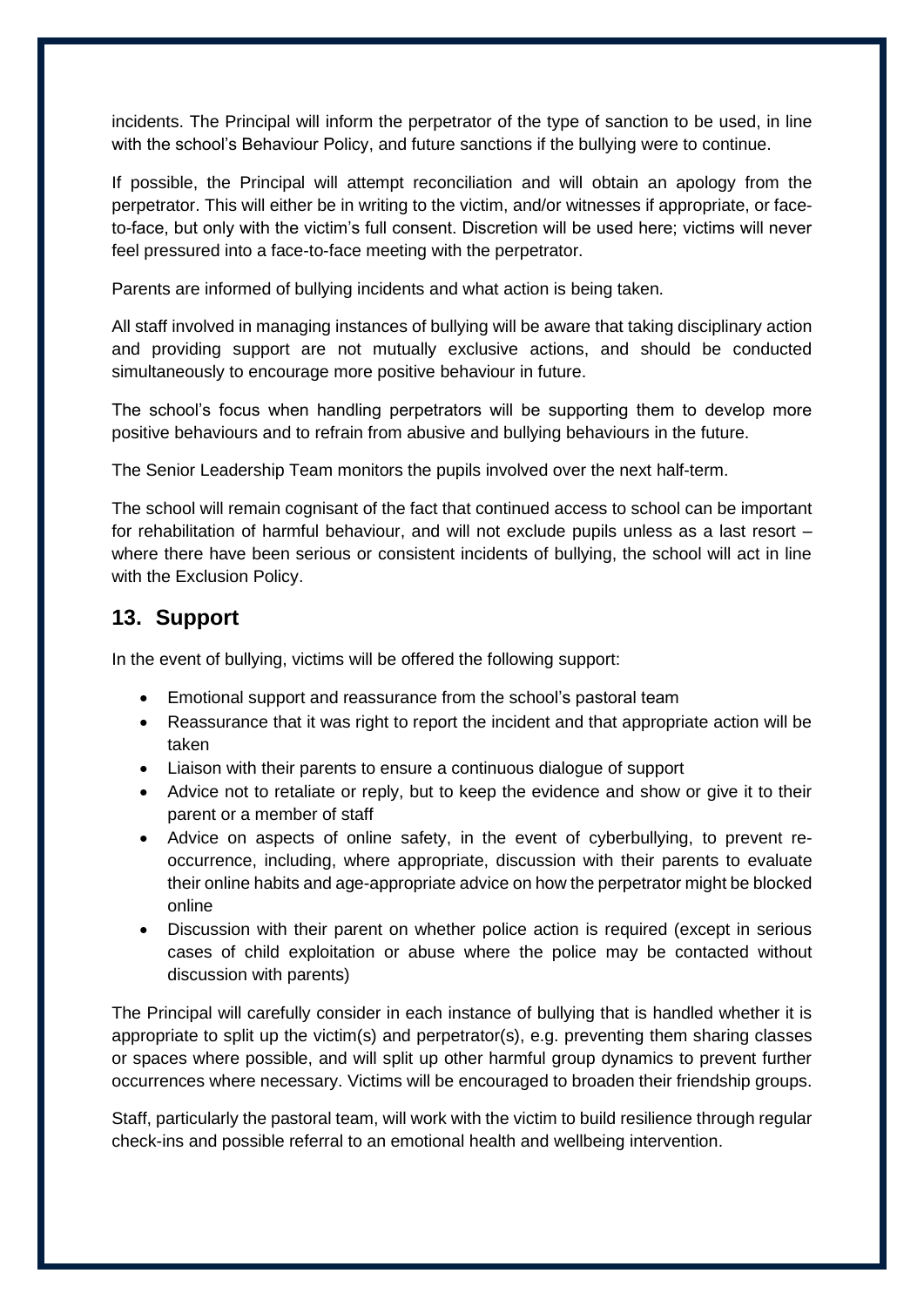incidents. The Principal will inform the perpetrator of the type of sanction to be used, in line with the school's Behaviour Policy, and future sanctions if the bullying were to continue.

If possible, the Principal will attempt reconciliation and will obtain an apology from the perpetrator. This will either be in writing to the victim, and/or witnesses if appropriate, or face-to-face, but only with the victim's full consent. Discretion will be used here; victims will never feel pressured into a face-to-face meeting with the perpetrator.

Parents are informed of bullying incidents and what action is being taken.

All staff involved in managing instances of bullying will be aware that taking disciplinary action and providing support are not mutually exclusive actions, and should be conducted simultaneously to encourage more positive behaviour in future.

The school's focus when handling perpetrators will be supporting them to develop more positive behaviours and to refrain from abusive and bullying behaviours in the future.

The Senior Leadership Team monitors the pupils involved over the next half-term.

The school will remain cognisant of the fact that continued access to school can be important for rehabilitation of harmful behaviour, and will not exclude pupils unless as a last resort – where there have been serious or consistent incidents of bullying, the school will act in line with the Exclusion Policy.

## 13. Support

In the event of bullying, victims will be offered the following support:

- Emotional support and reassurance from the school's pastoral team
- Reassurance that it was right to report the incident and that appropriate action will be taken
- Liaison with their parents to ensure a continuous dialogue of support
- Advice not to retaliate or reply, but to keep the evidence and show or give it to their parent or a member of staff
- Advice on aspects of online safety, in the event of cyberbullying, to prevent re-occurrence, including, where appropriate, discussion with their parents to evaluate their online habits and age-appropriate advice on how the perpetrator might be blocked online
- Discussion with their parent on whether police action is required (except in serious cases of child exploitation or abuse where the police may be contacted without discussion with parents)

The Principal will carefully consider in each instance of bullying that is handled whether it is appropriate to split up the victim(s) and perpetrator(s), e.g. preventing them sharing classes or spaces where possible, and will split up other harmful group dynamics to prevent further occurrences where necessary. Victims will be encouraged to broaden their friendship groups.

Staff, particularly the pastoral team, will work with the victim to build resilience through regular check-ins and possible referral to an emotional health and wellbeing intervention.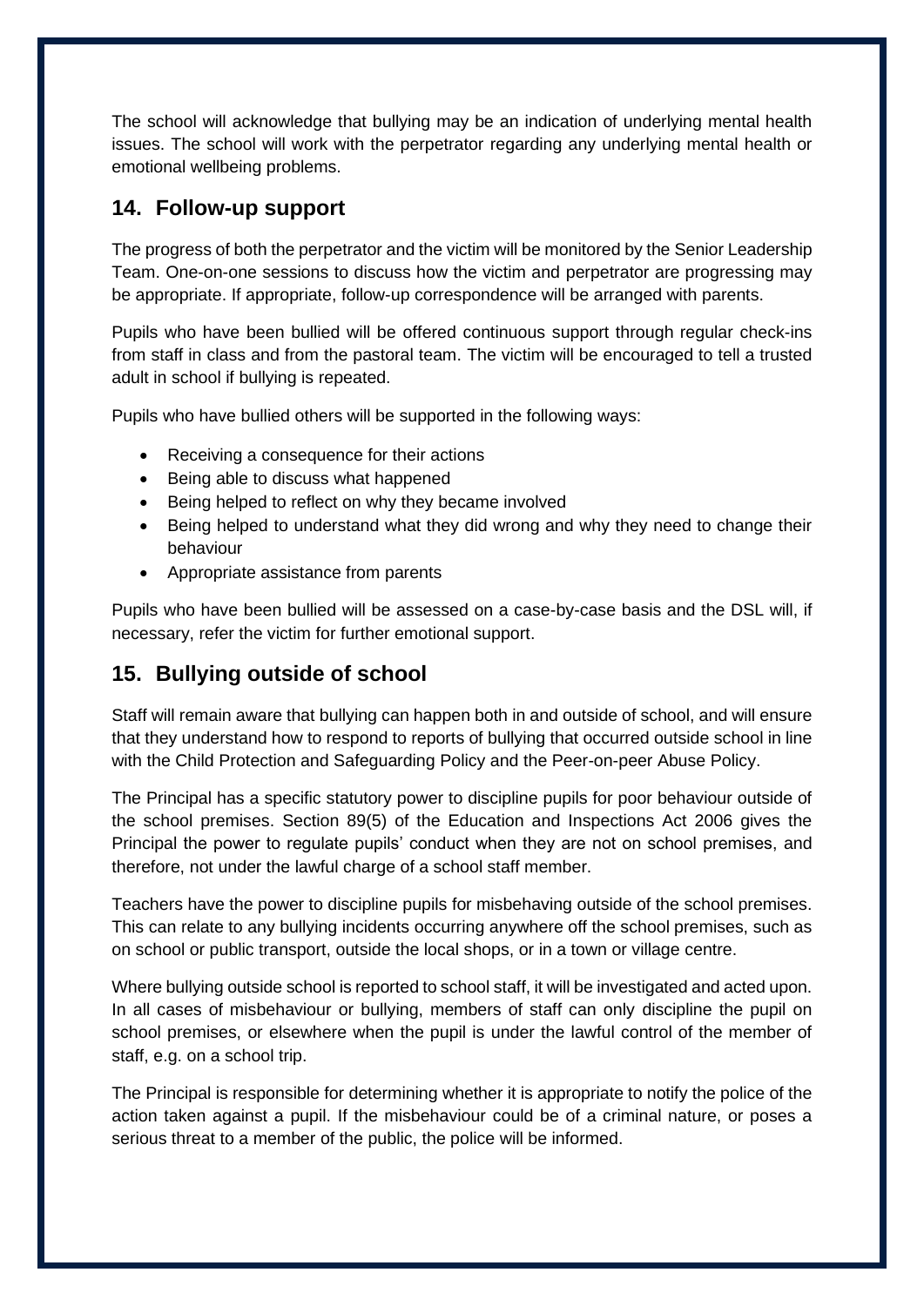The school will acknowledge that bullying may be an indication of underlying mental health issues. The school will work with the perpetrator regarding any underlying mental health or emotional wellbeing problems.

## 14. Follow-up support

The progress of both the perpetrator and the victim will be monitored by the Senior Leadership Team. One-on-one sessions to discuss how the victim and perpetrator are progressing may be appropriate. If appropriate, follow-up correspondence will be arranged with parents.

Pupils who have been bullied will be offered continuous support through regular check-ins from staff in class and from the pastoral team. The victim will be encouraged to tell a trusted adult in school if bullying is repeated.

Pupils who have bullied others will be supported in the following ways:

- Receiving a consequence for their actions
- Being able to discuss what happened
- Being helped to reflect on why they became involved
- Being helped to understand what they did wrong and why they need to change their behaviour
- Appropriate assistance from parents

Pupils who have been bullied will be assessed on a case-by-case basis and the DSL will, if necessary, refer the victim for further emotional support.

## 15. Bullying outside of school

Staff will remain aware that bullying can happen both in and outside of school, and will ensure that they understand how to respond to reports of bullying that occurred outside school in line with the Child Protection and Safeguarding Policy and the Peer-on-peer Abuse Policy.

The Principal has a specific statutory power to discipline pupils for poor behaviour outside of the school premises. Section 89(5) of the Education and Inspections Act 2006 gives the Principal the power to regulate pupils' conduct when they are not on school premises, and therefore, not under the lawful charge of a school staff member.

Teachers have the power to discipline pupils for misbehaving outside of the school premises. This can relate to any bullying incidents occurring anywhere off the school premises, such as on school or public transport, outside the local shops, or in a town or village centre.

Where bullying outside school is reported to school staff, it will be investigated and acted upon. In all cases of misbehaviour or bullying, members of staff can only discipline the pupil on school premises, or elsewhere when the pupil is under the lawful control of the member of staff, e.g. on a school trip.

The Principal is responsible for determining whether it is appropriate to notify the police of the action taken against a pupil. If the misbehaviour could be of a criminal nature, or poses a serious threat to a member of the public, the police will be informed.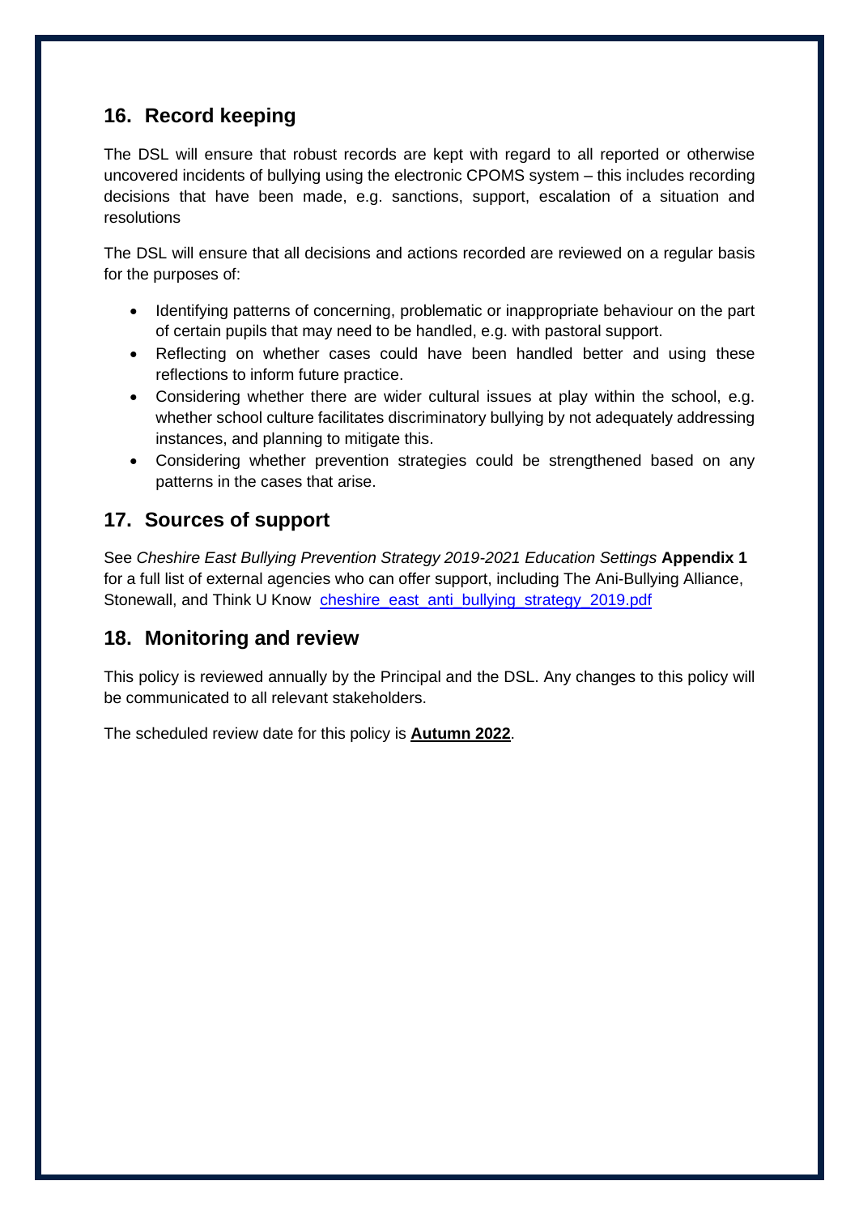## 16. Record keeping

The DSL will ensure that robust records are kept with regard to all reported or otherwise uncovered incidents of bullying using the electronic CPOMS system – this includes recording decisions that have been made, e.g. sanctions, support, escalation of a situation and resolutions

The DSL will ensure that all decisions and actions recorded are reviewed on a regular basis for the purposes of:

- Identifying patterns of concerning, problematic or inappropriate behaviour on the part of certain pupils that may need to be handled, e.g. with pastoral support.
- Reflecting on whether cases could have been handled better and using these reflections to inform future practice.
- Considering whether there are wider cultural issues at play within the school, e.g. whether school culture facilitates discriminatory bullying by not adequately addressing instances, and planning to mitigate this.
- Considering whether prevention strategies could be strengthened based on any patterns in the cases that arise.

## 17. Sources of support

See *Cheshire East Bullying Prevention Strategy 2019-2021 Education Settings* **Appendix 1** for a full list of external agencies who can offer support, including The Ani-Bullying Alliance, Stonewall, and Think U Know [cheshire_east_anti_bullying_strategy_2019.pdf]

## 18. Monitoring and review

This policy is reviewed annually by the Principal and the DSL. Any changes to this policy will be communicated to all relevant stakeholders.

The scheduled review date for this policy is **Autumn 2022**.